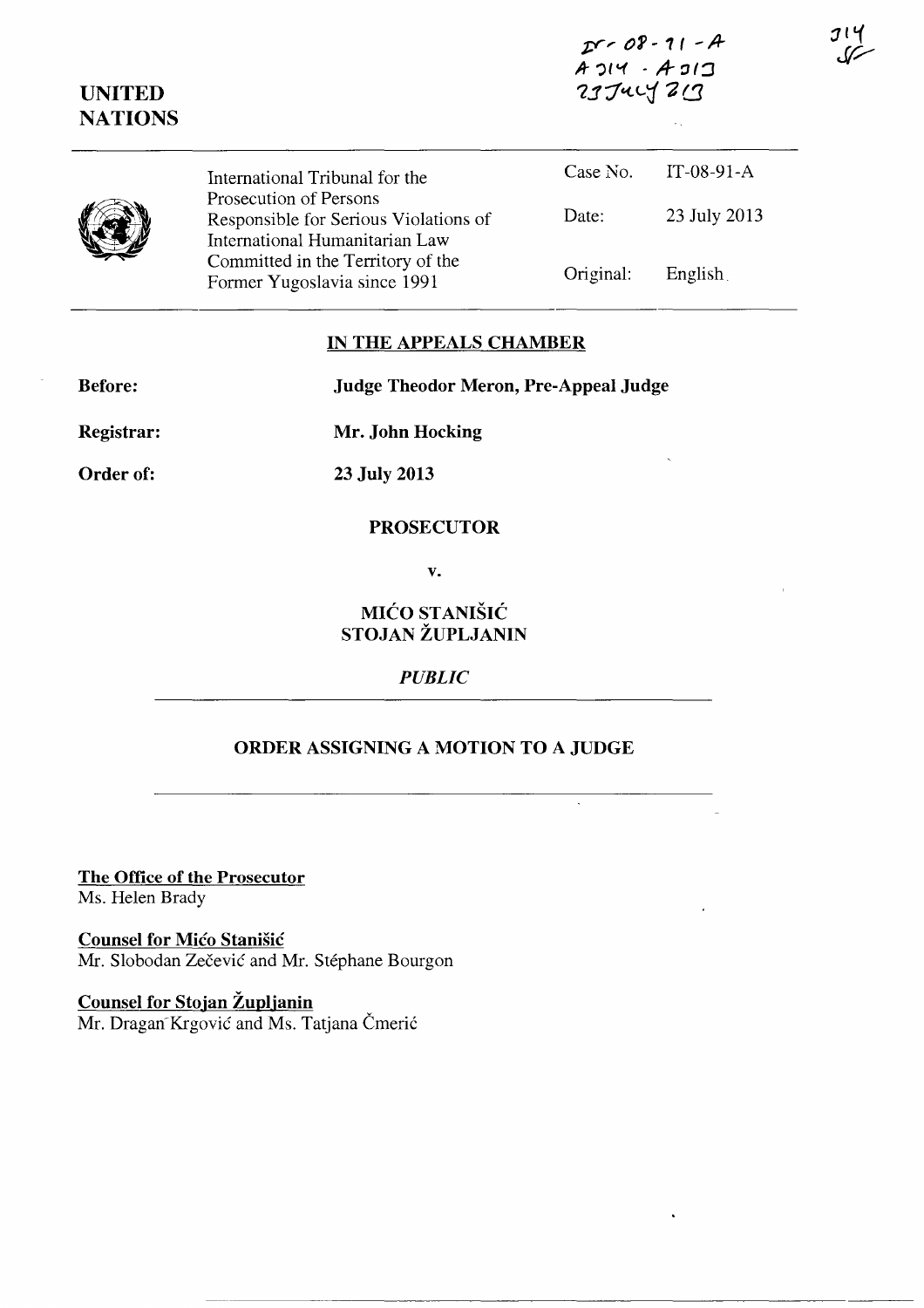IT-08-91-A
A 314 - A 313
23 July 2013

314

UNITED NATIONS

| International Tribunal for the Prosecution of Persons Responsible for Serious Violations of International Humanitarian Law Committed in the Territory of the Former Yugoslavia since 1991 | Case No. | IT-08-91-A |
|---|---|---|
| | Date: | 23 July 2013 |
| | Original: | English |

## IN THE APPEALS CHAMBER

**Before:** **Judge Theodor Meron, Pre-Appeal Judge**

**Registrar:** **Mr. John Hocking**

**Order of:** **23 July 2013**

**PROSECUTOR**

**v.**

**MIĆO STANIŠIĆ**
**STOJAN ŽUPLJANIN**

*PUBLIC*

## ORDER ASSIGNING A MOTION TO A JUDGE

**The Office of the Prosecutor**
Ms. Helen Brady

**Counsel for Mićo Stanišić**
Mr. Slobodan Zečević and Mr. Stéphane Bourgon

**Counsel for Stojan Župljanin**
Mr. Dragan Krgović and Ms. Tatjana Čmerić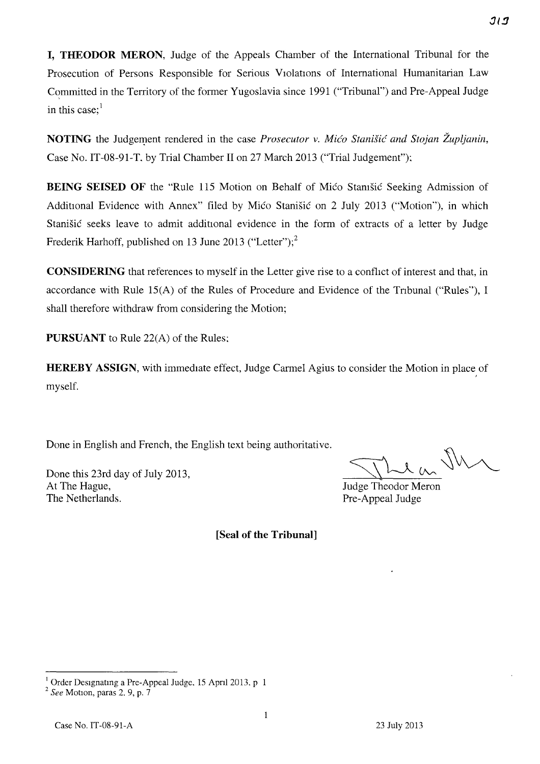**I, THEODOR MERON**, Judge of the Appeals Chamber of the International Tribunal for the Prosecution of Persons Responsible for Serious Violations of International Humanitarian Law Committed in the Territory of the former Yugoslavia since 1991 ("Tribunal") and Pre-Appeal Judge in this case;[1]

**NOTING** the Judgement rendered in the case *Prosecutor v. Mićo Stanišić and Stojan Župljanin*, Case No. IT-08-91-T, by Trial Chamber II on 27 March 2013 ("Trial Judgement");

**BEING SEISED OF** the "Rule 115 Motion on Behalf of Mićo Stanišić Seeking Admission of Additional Evidence with Annex" filed by Mićo Stanišić on 2 July 2013 ("Motion"), in which Stanišić seeks leave to admit additional evidence in the form of extracts of a letter by Judge Frederik Harhoff, published on 13 June 2013 ("Letter");[2]

**CONSIDERING** that references to myself in the Letter give rise to a conflict of interest and that, in accordance with Rule 15(A) of the Rules of Procedure and Evidence of the Tribunal ("Rules"), I shall therefore withdraw from considering the Motion;

**PURSUANT** to Rule 22(A) of the Rules;

**HEREBY ASSIGN**, with immediate effect, Judge Carmel Agius to consider the Motion in place of myself.

Done in English and French, the English text being authoritative.

Done this 23rd day of July 2013,
At The Hague,
The Netherlands.

Judge Theodor Meron
Pre-Appeal Judge

**[Seal of the Tribunal]**

---

[1] Order Designating a Pre-Appeal Judge, 15 April 2013, p. 1

[2] *See* Motion, paras 2, 9, p. 7